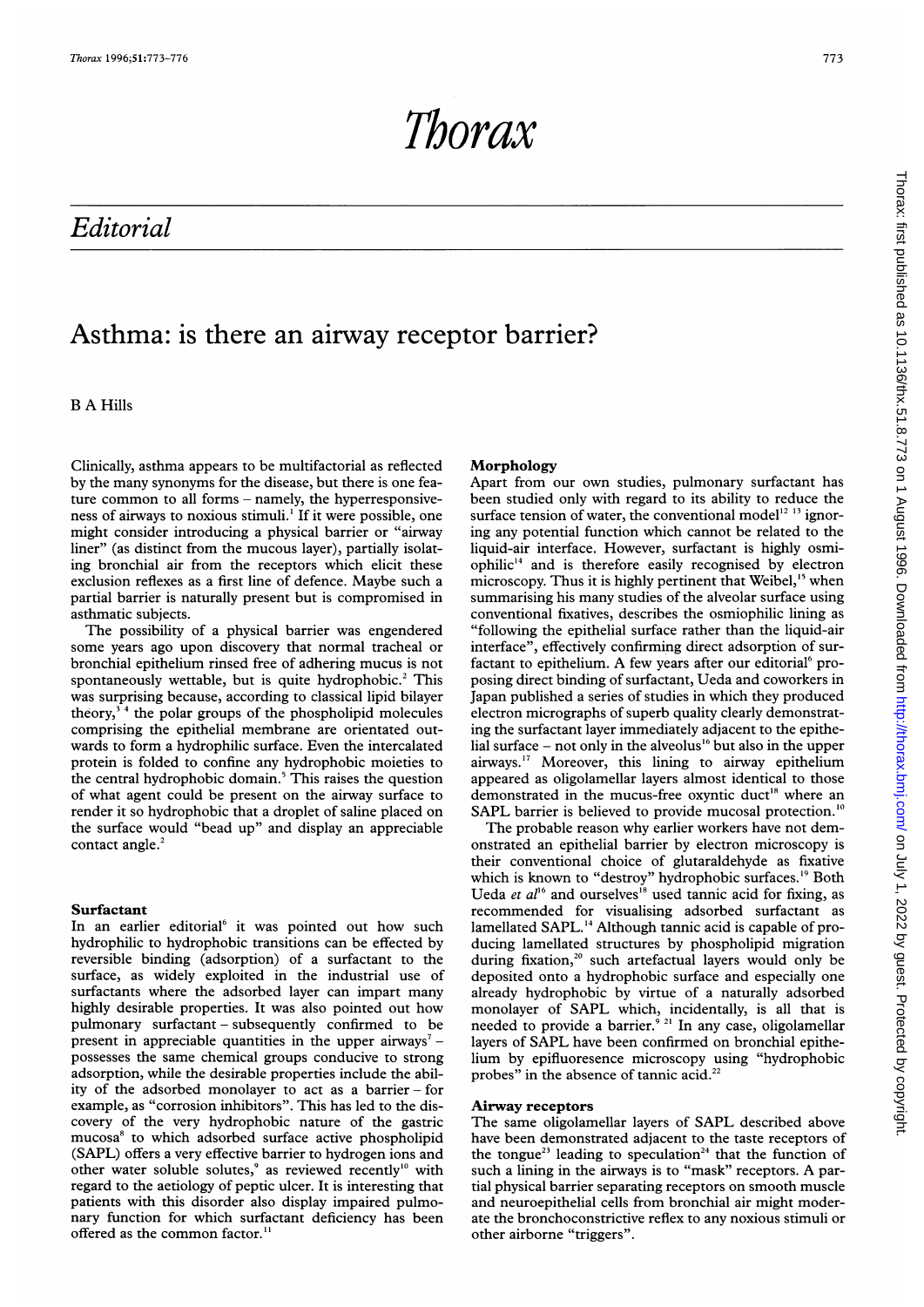# Thorax

## Editorial

# Asthma: is there an airway receptor barrier?

B A Hills

Clinically, asthma appears to be multifactorial as reflected by the many synonyms for the disease, but there is one feature common to all forms – namely, the hyperresponsiveness of airways to noxious stimuli.[1] If it were possible, one might consider introducing a physical barrier or "airway liner" (as distinct from the mucous layer), partially isolating bronchial air from the receptors which elicit these exclusion reflexes as a first line of defence. Maybe such a partial barrier is naturally present but is compromised in asthmatic subjects.

The possibility of a physical barrier was engendered some years ago upon discovery that normal tracheal or bronchial epithelium rinsed free of adhering mucus is not spontaneously wettable, but is quite hydrophobic.[2] This was surprising because, according to classical lipid bilayer theory,[3 4] the polar groups of the phospholipid molecules comprising the epithelial membrane are orientated outwards to form a hydrophilic surface. Even the intercalated protein is folded to confine any hydrophobic moieties to the central hydrophobic domain.[5] This raises the question of what agent could be present on the airway surface to render it so hydrophobic that a droplet of saline placed on the surface would "bead up" and display an appreciable contact angle.[2]

### Surfactant

In an earlier editorial[6] it was pointed out how such hydrophilic to hydrophobic transitions can be effected by reversible binding (adsorption) of a surfactant to the surface, as widely exploited in the industrial use of surfactants where the adsorbed layer can impart many highly desirable properties. It was also pointed out how pulmonary surfactant – subsequently confirmed to be present in appreciable quantities in the upper airways[7] – possesses the same chemical groups conducive to strong adsorption, while the desirable properties include the ability of the adsorbed monolayer to act as a barrier – for example, as "corrosion inhibitors". This has led to the discovery of the very hydrophobic nature of the gastric mucosa[8] to which adsorbed surface active phospholipid (SAPL) offers a very effective barrier to hydrogen ions and other water soluble solutes,[9] as reviewed recently[10] with regard to the aetiology of peptic ulcer. It is interesting that patients with this disorder also display impaired pulmonary function for which surfactant deficiency has been offered as the common factor.[11]

### Morphology

Apart from our own studies, pulmonary surfactant has been studied only with regard to its ability to reduce the surface tension of water, the conventional model[12 13] ignoring any potential function which cannot be related to the liquid-air interface. However, surfactant is highly osmiophilic[14] and is therefore easily recognised by electron microscopy. Thus it is highly pertinent that Weibel,[15] when summarising his many studies of the alveolar surface using conventional fixatives, describes the osmiophilic lining as "following the epithelial surface rather than the liquid-air interface", effectively confirming direct adsorption of surfactant to epithelium. A few years after our editorial[6] proposing direct binding of surfactant, Ueda and coworkers in Japan published a series of studies in which they produced electron micrographs of superb quality clearly demonstrating the surfactant layer immediately adjacent to the epithelial surface – not only in the alveolus[16] but also in the upper airways.[17] Moreover, this lining to airway epithelium appeared as oligolamellar layers almost identical to those demonstrated in the mucus-free oxyntic duct[18] where an SAPL barrier is believed to provide mucosal protection.[10]

The probable reason why earlier workers have not demonstrated an epithelial barrier by electron microscopy is their conventional choice of glutaraldehyde as fixative which is known to "destroy" hydrophobic surfaces.[19] Both Ueda *et al*[16] and ourselves[18] used tannic acid for fixing, as recommended for visualising adsorbed surfactant as lamellated SAPL.[14] Although tannic acid is capable of producing lamellated structures by phospholipid migration during fixation,[20] such artefactual layers would only be deposited onto a hydrophobic surface and especially one already hydrophobic by virtue of a naturally adsorbed monolayer of SAPL which, incidentally, is all that is needed to provide a barrier.[9 21] In any case, oligolamellar layers of SAPL have been confirmed on bronchial epithelium by epifluoresence microscopy using "hydrophobic probes" in the absence of tannic acid.[22]

### Airway receptors

The same oligolamellar layers of SAPL described above have been demonstrated adjacent to the taste receptors of the tongue[23] leading to speculation[24] that the function of such a lining in the airways is to "mask" receptors. A partial physical barrier separating receptors on smooth muscle and neuroepithelial cells from bronchial air might moderate the bronchoconstrictive reflex to any noxious stimuli or other airborne "triggers".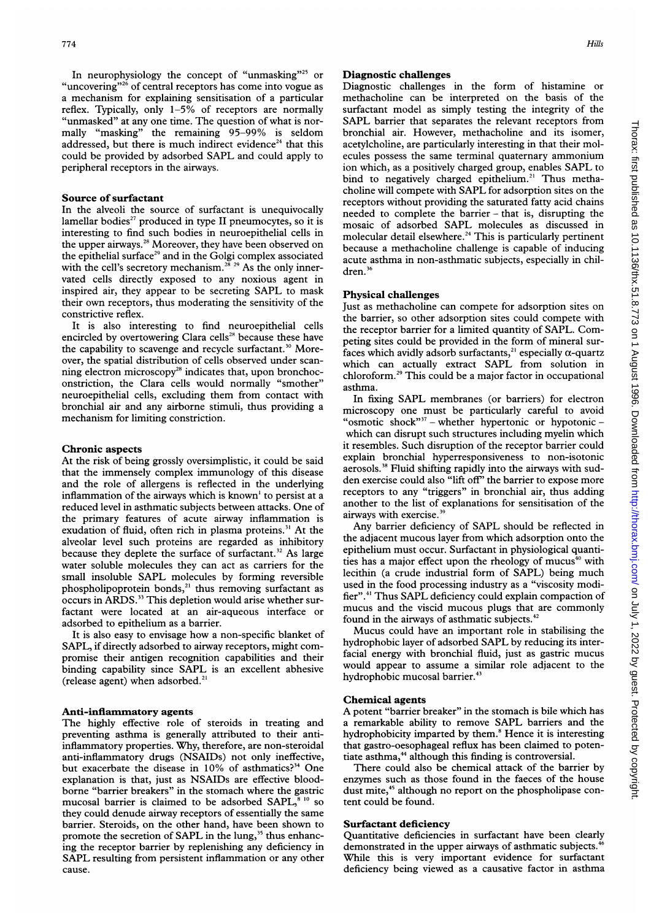In neurophysiology the concept of "unmasking"[25] or "uncovering"[26] of central receptors has come into vogue as a mechanism for explaining sensitisation of a particular reflex. Typically, only 1–5% of receptors are normally "unmasked" at any one time. The question of what is normally "masking" the remaining 95–99% is seldom addressed, but there is much indirect evidence[24] that this could be provided by adsorbed SAPL and could apply to peripheral receptors in the airways.

## Source of surfactant

In the alveoli the source of surfactant is unequivocally lamellar bodies[27] produced in type II pneumocytes, so it is interesting to find such bodies in neuroepithelial cells in the upper airways.[28] Moreover, they have been observed on the epithelial surface[29] and in the Golgi complex associated with the cell's secretory mechanism.[28, 29] As the only innervated cells directly exposed to any noxious agent in inspired air, they appear to be secreting SAPL to mask their own receptors, thus moderating the sensitivity of the constrictive reflex.

It is also interesting to find neuroepithelial cells encircled by overtowering Clara cells[28] because these have the capability to scavenge and recycle surfactant.[30] Moreover, the spatial distribution of cells observed under scanning electron microscopy[28] indicates that, upon bronchoconstriction, the Clara cells would normally "smother" neuroepithelial cells, excluding them from contact with bronchial air and any airborne stimuli, thus providing a mechanism for limiting constriction.

## Chronic aspects

At the risk of being grossly oversimplistic, it could be said that the immensely complex immunology of this disease and the role of allergens is reflected in the underlying inflammation of the airways which is known[1] to persist at a reduced level in asthmatic subjects between attacks. One of the primary features of acute airway inflammation is exudation of fluid, often rich in plasma proteins.[31] At the alveolar level such proteins are regarded as inhibitory because they deplete the surface of surfactant.[32] As large water soluble molecules they can act as carriers for the small insoluble SAPL molecules by forming reversible phospholipoprotein bonds,[21] thus removing surfactant as occurs in ARDS.[33] This depletion would arise whether surfactant were located at an air-aqueous interface or adsorbed to epithelium as a barrier.

It is also easy to envisage how a non-specific blanket of SAPL, if directly adsorbed to airway receptors, might compromise their antigen recognition capabilities and their binding capability since SAPL is an excellent abhesive (release agent) when adsorbed.[21]

## Anti-inflammatory agents

The highly effective role of steroids in treating and preventing asthma is generally attributed to their anti-inflammatory properties. Why, therefore, are non-steroidal anti-inflammatory drugs (NSAIDs) not only ineffective, but exacerbate the disease in 10% of asthmatics?[34] One explanation is that, just as NSAIDs are effective blood-borne "barrier breakers" in the stomach where the gastric mucosal barrier is claimed to be adsorbed SAPL,[8, 10] so they could denude airway receptors of essentially the same barrier. Steroids, on the other hand, have been shown to promote the secretion of SAPL in the lung,[35] thus enhancing the receptor barrier by replenishing any deficiency in SAPL resulting from persistent inflammation or any other cause.

## Diagnostic challenges

Diagnostic challenges in the form of histamine or methacholine can be interpreted on the basis of the surfactant model as simply testing the integrity of the SAPL barrier that separates the relevant receptors from bronchial air. However, methacholine and its isomer, acetylcholine, are particularly interesting in that their molecules possess the same terminal quaternary ammonium ion which, as a positively charged group, enables SAPL to bind to negatively charged epithelium.[21] Thus methacholine will compete with SAPL for adsorption sites on the receptors without providing the saturated fatty acid chains needed to complete the barrier – that is, disrupting the mosaic of adsorbed SAPL molecules as discussed in molecular detail elsewhere.[24] This is particularly pertinent because a methacholine challenge is capable of inducing acute asthma in non-asthmatic subjects, especially in children.[36]

## Physical challenges

Just as methacholine can compete for adsorption sites on the barrier, so other adsorption sites could compete with the receptor barrier for a limited quantity of SAPL. Competing sites could be provided in the form of mineral surfaces which avidly adsorb surfactants,[21] especially $\alpha$-quartz which can actually extract SAPL from solution in chloroform.[29] This could be a major factor in occupational asthma.

In fixing SAPL membranes (or barriers) for electron microscopy one must be particularly careful to avoid "osmotic shock"[37] – whether hypertonic or hypotonic – which can disrupt such structures including myelin which it resembles. Such disruption of the receptor barrier could explain bronchial hyperresponsiveness to non-isotonic aerosols.[38] Fluid shifting rapidly into the airways with sudden exercise could also "lift off" the barrier to expose more receptors to any "triggers" in bronchial air, thus adding another to the list of explanations for sensitisation of the airways with exercise.[39]

Any barrier deficiency of SAPL should be reflected in the adjacent mucous layer from which adsorption onto the epithelium must occur. Surfactant in physiological quantities has a major effect upon the rheology of mucus[40] with lecithin (a crude industrial form of SAPL) being much used in the food processing industry as a "viscosity modifier".[41] Thus SAPL deficiency could explain compaction of mucus and the viscid mucous plugs that are commonly found in the airways of asthmatic subjects.[42]

Mucus could have an important role in stabilising the hydrophobic layer of adsorbed SAPL by reducing its interfacial energy with bronchial fluid, just as gastric mucus would appear to assume a similar role adjacent to the hydrophobic mucosal barrier.[43]

## Chemical agents

A potent "barrier breaker" in the stomach is bile which has a remarkable ability to remove SAPL barriers and the hydrophobicity imparted by them.[8] Hence it is interesting that gastro-oesophageal reflux has been claimed to potentiate asthma,[44] although this finding is controversial.

There could also be chemical attack of the barrier by enzymes such as those found in the faeces of the house dust mite,[45] although no report on the phospholipase content could be found.

## Surfactant deficiency

Quantitative deficiencies in surfactant have been clearly demonstrated in the upper airways of asthmatic subjects.[46] While this is very important evidence for surfactant deficiency being viewed as a causative factor in asthma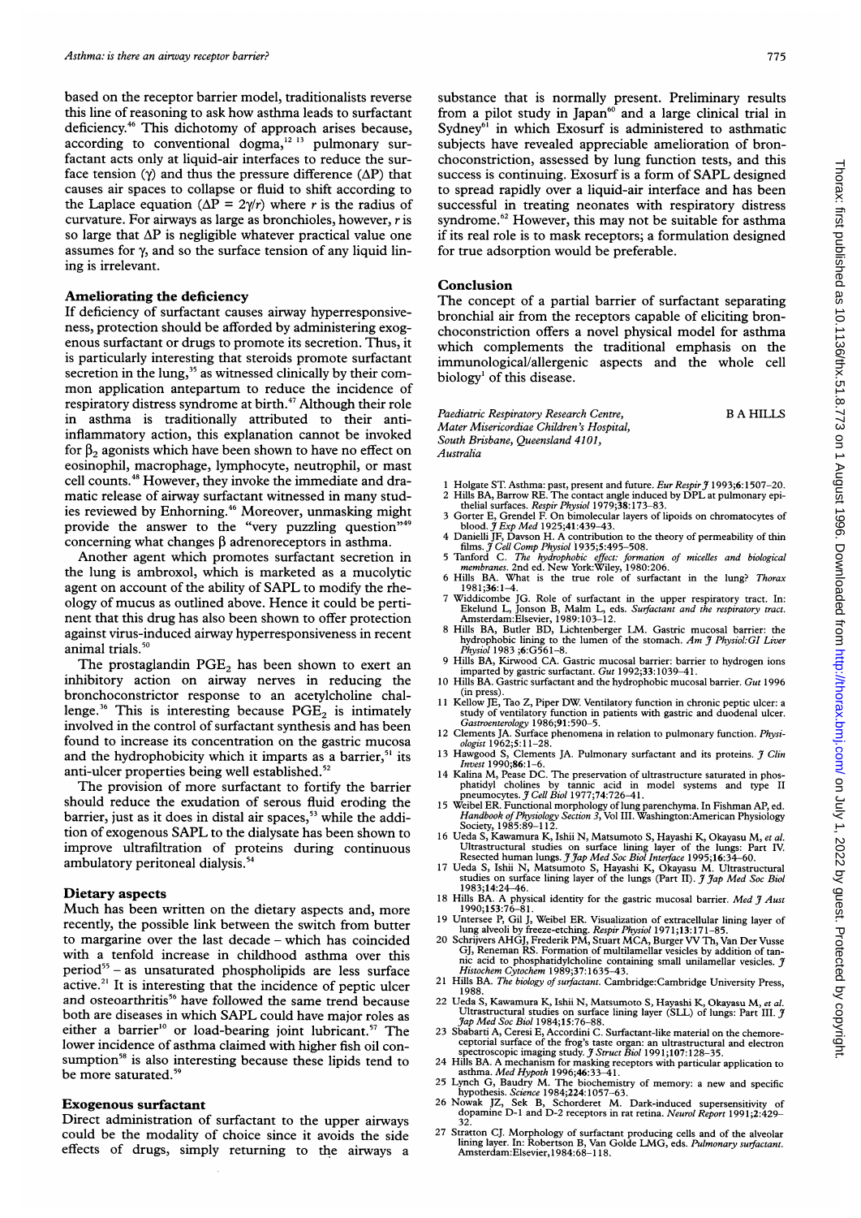based on the receptor barrier model, traditionalists reverse this line of reasoning to ask how asthma leads to surfactant deficiency.[46] This dichotomy of approach arises because, according to conventional dogma,[12 13] pulmonary surfactant acts only at liquid-air interfaces to reduce the surface tension ($\gamma$) and thus the pressure difference ($\Delta P$) that causes air spaces to collapse or fluid to shift according to the Laplace equation ($\Delta P = 2\gamma/r$) where $r$ is the radius of curvature. For airways as large as bronchioles, however, $r$ is so large that $\Delta P$ is negligible whatever practical value one assumes for $\gamma$, and so the surface tension of any liquid lining is irrelevant.

## Ameliorating the deficiency

If deficiency of surfactant causes airway hyperresponsiveness, protection should be afforded by administering exogenous surfactant or drugs to promote its secretion. Thus, it is particularly interesting that steroids promote surfactant secretion in the lung,[35] as witnessed clinically by their common application antepartum to reduce the incidence of respiratory distress syndrome at birth.[47] Although their role in asthma is traditionally attributed to their anti-inflammatory action, this explanation cannot be invoked for $\beta_2$ agonists which have been shown to have no effect on eosinophil, macrophage, lymphocyte, neutrophil, or mast cell counts.[48] However, they invoke the immediate and dramatic release of airway surfactant witnessed in many studies reviewed by Enhorning.[46] Moreover, unmasking might provide the answer to the "very puzzling question"[49] concerning what changes $\beta$ adrenoreceptors in asthma.

Another agent which promotes surfactant secretion in the lung is ambroxol, which is marketed as a mucolytic agent on account of the ability of SAPL to modify the rheology of mucus as outlined above. Hence it could be pertinent that this drug has also been shown to offer protection against virus-induced airway hyperresponsiveness in recent animal trials.[50]

The prostaglandin $PGE_2$ has been shown to exert an inhibitory action on airway nerves in reducing the bronchoconstrictor response to an acetylcholine challenge.[36] This is interesting because $PGE_2$ is intimately involved in the control of surfactant synthesis and has been found to increase its concentration on the gastric mucosa and the hydrophobicity which it imparts as a barrier,[51] its anti-ulcer properties being well established.[52]

The provision of more surfactant to fortify the barrier should reduce the exudation of serous fluid eroding the barrier, just as it does in distal air spaces,[53] while the addition of exogenous SAPL to the dialysate has been shown to improve ultrafiltration of proteins during continuous ambulatory peritoneal dialysis.[54]

## Dietary aspects

Much has been written on the dietary aspects and, more recently, the possible link between the switch from butter to margarine over the last decade – which has coincided with a tenfold increase in childhood asthma over this period[55] – as unsaturated phospholipids are less surface active.[21] It is interesting that the incidence of peptic ulcer and osteoarthritis[56] have followed the same trend because both are diseases in which SAPL could have major roles as either a barrier[10] or load-bearing joint lubricant.[57] The lower incidence of asthma claimed with higher fish oil consumption[58] is also interesting because these lipids tend to be more saturated.[59]

## Exogenous surfactant

Direct administration of surfactant to the upper airways could be the modality of choice since it avoids the side effects of drugs, simply returning to the airways a substance that is normally present. Preliminary results from a pilot study in Japan[60] and a large clinical trial in Sydney[61] in which Exosurf is administered to asthmatic subjects have revealed appreciable amelioration of bronchoconstriction, assessed by lung function tests, and this success is continuing. Exosurf is a form of SAPL designed to spread rapidly over a liquid-air interface and has been successful in treating neonates with respiratory distress syndrome.[62] However, this may not be suitable for asthma if its real role is to mask receptors; a formulation designed for true adsorption would be preferable.

## Conclusion

The concept of a partial barrier of surfactant separating bronchial air from the receptors capable of eliciting bronchoconstriction offers a novel physical model for asthma which complements the traditional emphasis on the immunological/allergenic aspects and the whole cell biology[1] of this disease.

B A HILLS

*Paediatric Respiratory Research Centre,*
*Mater Misericordiae Children's Hospital,*
*South Brisbane, Queensland 4101,*
*Australia*

1. Holgate ST. Asthma: past, present and future. *Eur Respir J* 1993;**6**:1507–20.
2. Hills BA, Barrow RE. The contact angle induced by DPL at pulmonary epithelial surfaces. *Respir Physiol* 1979;**38**:173–83.
3. Gorter E, Grendel F. On bimolecular layers of lipoids on chromatocytes of blood. *J Exp Med* 1925;**41**:439–43.
4. Danielli JF, Davson H. A contribution to the theory of permeability of thin films. *J Cell Comp Physiol* 1935;**5**:495–508.
5. Tanford C. *The hydrophobic effect: formation of micelles and biological membranes.* 2nd ed. New York:Wiley, 1980:206.
6. Hills BA. What is the true role of surfactant in the lung? *Thorax* 1981;**36**:1–4.
7. Widdicombe JG. Role of surfactant in the upper respiratory tract. In: Ekelund L, Jonson B, Malm L, eds. *Surfactant and the respiratory tract.* Amsterdam:Elsevier, 1989:103–12.
8. Hills BA, Butler BD, Lichtenberger LM. Gastric mucosal barrier: the hydrophobic lining to the lumen of the stomach. *Am J Physiol:GI Liver Physiol* 1983 ;**6**:G561–8.
9. Hills BA, Kirwood CA. Gastric mucosal barrier: barrier to hydrogen ions imparted by gastric surfactant. *Gut* 1992;**33**:1039–41.
10. Hills BA. Gastric surfactant and the hydrophobic mucosal barrier. *Gut* 1996 (in press).
11. Kellow JE, Tao Z, Piper DW. Ventilatory function in chronic peptic ulcer: a study of ventilatory function in patients with gastric and duodenal ulcer. *Gastroenterology* 1986;**91**:590–5.
12. Clements JA. Surface phenomena in relation to pulmonary function. *Physiologist* 1962;**5**:11–28.
13. Hawgood S, Clements JA. Pulmonary surfactant and its proteins. *J Clin Invest* 1990;**86**:1–6.
14. Kalina M, Pease DC. The preservation of ultrastructure saturated in phosphatidyl cholines by tannic acid in model systems and type II pneumocytes. *J Cell Biol* 1977;**74**:726–41.
15. Weibel ER. Functional morphology of lung parenchyma. In Fishman AP, ed. *Handbook of Physiology Section 3*, Vol III. Washington:American Physiology Society, 1985:89–112.
16. Ueda S, Kawamura K, Ishii N, Matsumoto S, Hayashi K, Okayasu M, *et al.* Ultrastructural studies on surface lining layer of the lungs: Part IV. Resected human lungs. *J Jap Med Soc Biol Interface* 1995;**16**:34–60.
17. Ueda S, Ishii N, Matsumoto S, Hayashi K, Okayasu M. Ultrastructural studies on surface lining layer of the lungs (Part II). *J Jap Med Soc Biol* 1983;**14**:24–46.
18. Hills BA. A physical identity for the gastric mucosal barrier. *Med J Aust* 1990;**153**:76–81.
19. Untersee P, Gil J, Weibel ER. Visualization of extracellular lining layer of lung alveoli by freeze-etching. *Respir Physiol* 1971;**13**:171–85.
20. Schrijvers AHGJ, Frederik PM, Stuart MCA, Burger VV Th, Van Der Vusse GJ, Reneman RS. Formation of multilamellar vesicles by addition of tannic acid to phosphatidylcholine containing small unilamellar vesicles. *J Histochem Cytochem* 1989;**37**:1635–43.
21. Hills BA. *The biology of surfactant.* Cambridge:Cambridge University Press, 1988.
22. Ueda S, Kawamura K, Ishii N, Matsumoto S, Hayashi K, Okayasu M, *et al.* Ultrastructural studies on surface lining layer (SLL) of lungs: Part III. *J Jap Med Soc Biol* 1984;**15**:76–88.
23. Sbabarti A, Ceresi E, Accordini C. Surfactant-like material on the chemoreceptorial surface of the frog's taste organ: an ultrastructural and electron spectroscopic imaging study. *J Struct Biol* 1991;**107**:128–35.
24. Hills BA. A mechanism for masking receptors with particular application to asthma. *Med Hypoth* 1996;**46**:33–41.
25. Lynch G, Baudry M. The biochemistry of memory: a new and specific hypothesis. *Science* 1984;**224**:1057–63.
26. Nowak JZ, Sek B, Schorderet M. Dark-induced supersensitivity of dopamine D-1 and D-2 receptors in rat retina. *Neurol Report* 1991;**2**:429–32.
27. Stratton CJ. Morphology of surfactant producing cells and of the alveolar lining layer. In: Robertson B, Van Golde LMG, eds. *Pulmonary surfactant.* Amsterdam:Elsevier,1984:68–118.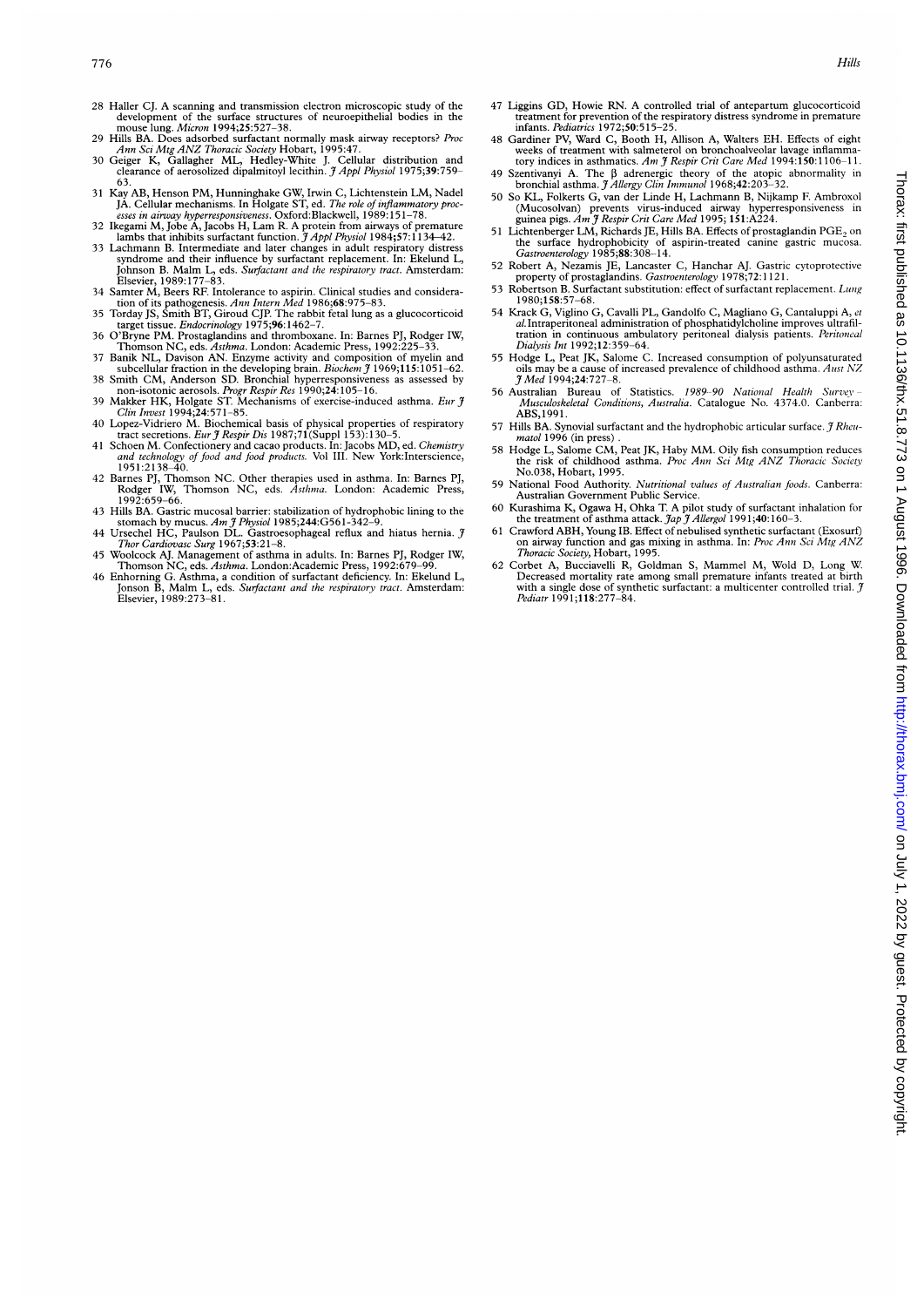28 Haller CJ. A scanning and transmission electron microscopic study of the development of the surface structures of neuroepithelial bodies in the mouse lung. *Micron* 1994;**25**:527–38.

29 Hills BA. Does adsorbed surfactant normally mask airway receptors? *Proc Ann Sci Mtg ANZ Thoracic Society* Hobart, 1995:47.

30 Geiger K, Gallagher ML, Hedley-White J. Cellular distribution and clearance of aerosolized dipalmitoyl lecithin. *J Appl Physiol* 1975;**39**:759–63.

31 Kay AB, Henson PM, Hunninghake GW, Irwin C, Lichtenstein LM, Nadel JA. Cellular mechanisms. In Holgate ST, ed. *The role of inflammatory processes in airway hyperresponsiveness*. Oxford:Blackwell, 1989:151–78.

32 Ikegami M, Jobe A, Jacobs H, Lam R. A protein from airways of premature lambs that inhibits surfactant function. *J Appl Physiol* 1984;**57**:1134–42.

33 Lachmann B. Intermediate and later changes in adult respiratory distress syndrome and their influence by surfactant replacement. In: Ekelund L, Johnson B. Malm L, eds. *Surfactant and the respiratory tract*. Amsterdam: Elsevier, 1989:177–83.

34 Samter M, Beers RF. Intolerance to aspirin. Clinical studies and consideration of its pathogenesis. *Ann Intern Med* 1986;**68**:975–83.

35 Torday JS, Smith BT, Giroud CJP. The rabbit fetal lung as a glucocorticoid target tissue. *Endocrinology* 1975;**96**:1462–7.

36 O'Bryne PM. Prostaglandins and thromboxane. In: Barnes PJ, Rodger IW, Thomson NC, eds. *Asthma*. London: Academic Press, 1992:225–33.

37 Banik NL, Davison AN. Enzyme activity and composition of myelin and subcellular fraction in the developing brain. *Biochem J* 1969;**115**:1051–62.

38 Smith CM, Anderson SD. Bronchial hyperresponsiveness as assessed by non-isotonic aerosols. *Progr Respir Res* 1990;**24**:105–16.

39 Makker HK, Holgate ST. Mechanisms of exercise-induced asthma. *Eur J Clin Invest* 1994;**24**:571–85.

40 Lopez-Vidriero M. Biochemical basis of physical properties of respiratory tract secretions. *Eur J Respir Dis* 1987;**71**(Suppl 153):130–5.

41 Schoen M. Confectionery and cacao products. In: Jacobs MD, ed. *Chemistry and technology of food and food products*. Vol III. New York:Interscience, 1951:2138–40.

42 Barnes PJ, Thomson NC. Other therapies used in asthma. In: Barnes PJ, Rodger IW, Thomson NC, eds. *Asthma*. London: Academic Press, 1992:659–66.

43 Hills BA. Gastric mucosal barrier: stabilization of hydrophobic lining to the stomach by mucus. *Am J Physiol* 1985;**244**:G561–342–9.

44 Ursechel HC, Paulson DL. Gastroesophageal reflux and hiatus hernia. *J Thor Cardiovasc Surg* 1967;**53**:21–8.

45 Woolcock AJ. Management of asthma in adults. In: Barnes PJ, Rodger IW, Thomson NC, eds. *Asthma*. London:Academic Press, 1992:679–99.

46 Enhorning G. Asthma, a condition of surfactant deficiency. In: Ekelund L, Jonson B, Malm L, eds. *Surfactant and the respiratory tract*. Amsterdam: Elsevier, 1989:273–81.

47 Liggins GD, Howie RN. A controlled trial of antepartum glucocorticoid treatment for prevention of the respiratory distress syndrome in premature infants. *Pediatrics* 1972;**50**:515–25.

48 Gardiner PV, Ward C, Booth H, Allison A, Walters EH. Effects of eight weeks of treatment with salmeterol on bronchoalveolar lavage inflammatory indices in asthmatics. *Am J Respir Crit Care Med* 1994:**150**:1106–11.

49 Szentivanyi A. The β adrenergic theory of the atopic abnormality in bronchial asthma. *J Allergy Clin Immunol* 1968;**42**:203–32.

50 So KL, Folkerts G, van der Linde H, Lachmann B, Nijkamp F. Ambroxol (Mucosolvan) prevents virus-induced airway hyperresponsiveness in guinea pigs. *Am J Respir Crit Care Med* 1995; **151**:A224.

51 Lichtenberger LM, Richards JE, Hills BA. Effects of prostaglandin $PGE_2$ on the surface hydrophobicity of aspirin-treated canine gastric mucosa. *Gastroenterology* 1985;**88**:308–14.

52 Robert A, Nezamis JE, Lancaster C, Hanchar AJ. Gastric cytoprotective property of prostaglandins. *Gastroenterology* 1978;**72**:1121.

53 Robertson B. Surfactant substitution: effect of surfactant replacement. *Lung* 1980;**158**:57–68.

54 Krack G, Viglino G, Cavalli PL, Gandolfo C, Magliano G, Cantaluppi A, *et al.* Intraperitoneal administration of phosphatidylcholine improves ultrafiltration in continuous ambulatory peritoneal dialysis patients. *Peritoneal Dialysis Int* 1992;**12**:359–64.

55 Hodge L, Peat JK, Salome C. Increased consumption of polyunsaturated oils may be a cause of increased prevalence of childhood asthma. *Aust NZ J Med* 1994;**24**:727–8.

56 Australian Bureau of Statistics. *1989–90 National Health Survey – Musculoskeletal Conditions, Australia*. Catalogue No. 4374.0. Canberra: ABS,1991.

57 Hills BA. Synovial surfactant and the hydrophobic articular surface. *J Rheumatol* 1996 (in press).

58 Hodge L, Salome CM, Peat JK, Haby MM. Oily fish consumption reduces the risk of childhood asthma. *Proc Ann Sci Mtg ANZ Thoracic Society* No.038, Hobart, 1995.

59 National Food Authority. *Nutritional values of Australian foods*. Canberra: Australian Government Public Service.

60 Kurashima K, Ogawa H, Ohka T. A pilot study of surfactant inhalation for the treatment of asthma attack. *Jap J Allergol* 1991;**40**:160–3.

61 Crawford ABH, Young IB. Effect of nebulised synthetic surfactant (Exosurf) on airway function and gas mixing in asthma. In: *Proc Ann Sci Mtg ANZ Thoracic Society*, Hobart, 1995.

62 Corbet A, Bucciavelli R, Goldman S, Mammel M, Wold D, Long W. Decreased mortality rate among small premature infants treated at birth with a single dose of synthetic surfactant: a multicenter controlled trial. *J Pediatr* 1991;**118**:277–84.